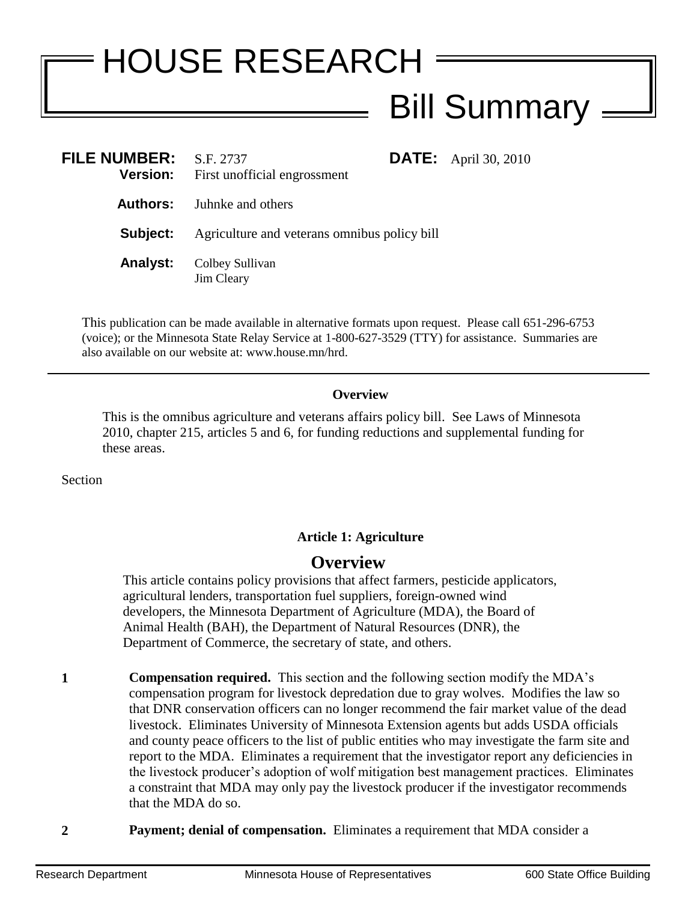# HOUSE RESEARCH

## Bill Summary

**FILE NUMBER:** S.F. 2737 **DATE:** April 30, 2010
**Version:** First unofficial engrossment

**Authors:** Juhnke and others

**Subject:** Agriculture and veterans omnibus policy bill

**Analyst:** Colbey Sullivan
Jim Cleary

This publication can be made available in alternative formats upon request. Please call 651-296-6753 (voice); or the Minnesota State Relay Service at 1-800-627-3529 (TTY) for assistance. Summaries are also available on our website at: www.house.mn/hrd.

---

**Overview**

This is the omnibus agriculture and veterans affairs policy bill. See Laws of Minnesota 2010, chapter 215, articles 5 and 6, for funding reductions and supplemental funding for these areas.

Section

**Article 1: Agriculture**

## Overview

This article contains policy provisions that affect farmers, pesticide applicators, agricultural lenders, transportation fuel suppliers, foreign-owned wind developers, the Minnesota Department of Agriculture (MDA), the Board of Animal Health (BAH), the Department of Natural Resources (DNR), the Department of Commerce, the secretary of state, and others.

**1** **Compensation required.** This section and the following section modify the MDA's compensation program for livestock depredation due to gray wolves. Modifies the law so that DNR conservation officers can no longer recommend the fair market value of the dead livestock. Eliminates University of Minnesota Extension agents but adds USDA officials and county peace officers to the list of public entities who may investigate the farm site and report to the MDA. Eliminates a requirement that the investigator report any deficiencies in the livestock producer's adoption of wolf mitigation best management practices. Eliminates a constraint that MDA may only pay the livestock producer if the investigator recommends that the MDA do so.

**2** **Payment; denial of compensation.** Eliminates a requirement that MDA consider a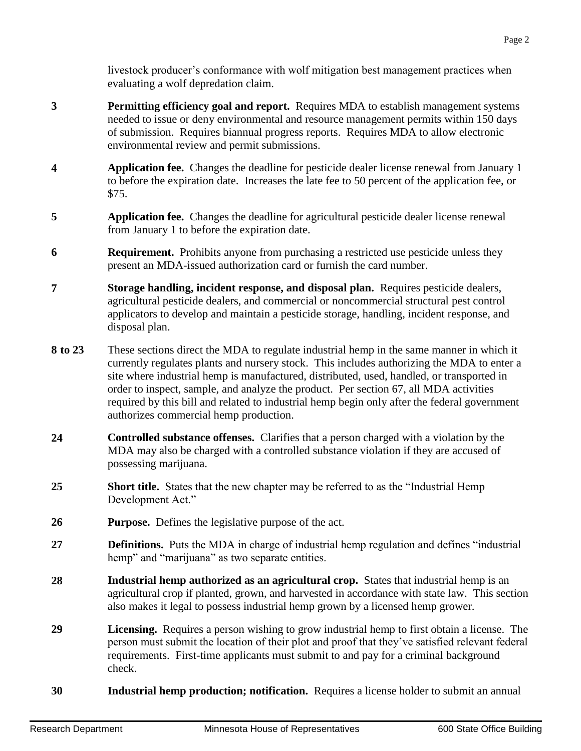livestock producer's conformance with wolf mitigation best management practices when evaluating a wolf depredation claim.

| | |
|---|---|
| **3** | **Permitting efficiency goal and report.** Requires MDA to establish management systems needed to issue or deny environmental and resource management permits within 150 days of submission. Requires biannual progress reports. Requires MDA to allow electronic environmental review and permit submissions. |
| **4** | **Application fee.** Changes the deadline for pesticide dealer license renewal from January 1 to before the expiration date. Increases the late fee to 50 percent of the application fee, or $75. |
| **5** | **Application fee.** Changes the deadline for agricultural pesticide dealer license renewal from January 1 to before the expiration date. |
| **6** | **Requirement.** Prohibits anyone from purchasing a restricted use pesticide unless they present an MDA-issued authorization card or furnish the card number. |
| **7** | **Storage handling, incident response, and disposal plan.** Requires pesticide dealers, agricultural pesticide dealers, and commercial or noncommercial structural pest control applicators to develop and maintain a pesticide storage, handling, incident response, and disposal plan. |
| **8 to 23** | These sections direct the MDA to regulate industrial hemp in the same manner in which it currently regulates plants and nursery stock. This includes authorizing the MDA to enter a site where industrial hemp is manufactured, distributed, used, handled, or transported in order to inspect, sample, and analyze the product. Per section 67, all MDA activities required by this bill and related to industrial hemp begin only after the federal government authorizes commercial hemp production. |
| **24** | **Controlled substance offenses.** Clarifies that a person charged with a violation by the MDA may also be charged with a controlled substance violation if they are accused of possessing marijuana. |
| **25** | **Short title.** States that the new chapter may be referred to as the "Industrial Hemp Development Act." |
| **26** | **Purpose.** Defines the legislative purpose of the act. |
| **27** | **Definitions.** Puts the MDA in charge of industrial hemp regulation and defines "industrial hemp" and "marijuana" as two separate entities. |
| **28** | **Industrial hemp authorized as an agricultural crop.** States that industrial hemp is an agricultural crop if planted, grown, and harvested in accordance with state law. This section also makes it legal to possess industrial hemp grown by a licensed hemp grower. |
| **29** | **Licensing.** Requires a person wishing to grow industrial hemp to first obtain a license. The person must submit the location of their plot and proof that they've satisfied relevant federal requirements. First-time applicants must submit to and pay for a criminal background check. |
| **30** | **Industrial hemp production; notification.** Requires a license holder to submit an annual |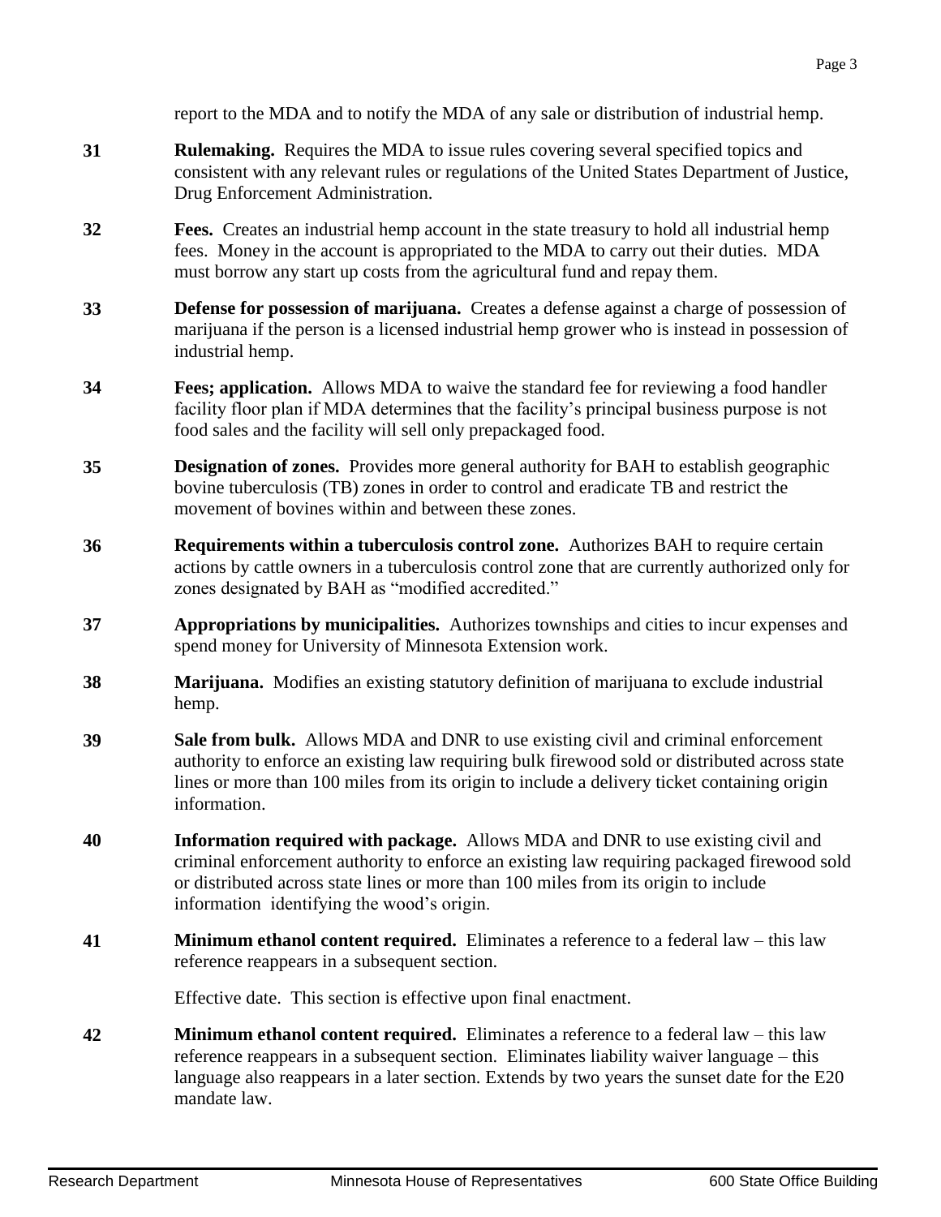report to the MDA and to notify the MDA of any sale or distribution of industrial hemp.

**31** **Rulemaking.** Requires the MDA to issue rules covering several specified topics and consistent with any relevant rules or regulations of the United States Department of Justice, Drug Enforcement Administration.

**32** **Fees.** Creates an industrial hemp account in the state treasury to hold all industrial hemp fees. Money in the account is appropriated to the MDA to carry out their duties. MDA must borrow any start up costs from the agricultural fund and repay them.

**33** **Defense for possession of marijuana.** Creates a defense against a charge of possession of marijuana if the person is a licensed industrial hemp grower who is instead in possession of industrial hemp.

**34** **Fees; application.** Allows MDA to waive the standard fee for reviewing a food handler facility floor plan if MDA determines that the facility's principal business purpose is not food sales and the facility will sell only prepackaged food.

**35** **Designation of zones.** Provides more general authority for BAH to establish geographic bovine tuberculosis (TB) zones in order to control and eradicate TB and restrict the movement of bovines within and between these zones.

**36** **Requirements within a tuberculosis control zone.** Authorizes BAH to require certain actions by cattle owners in a tuberculosis control zone that are currently authorized only for zones designated by BAH as "modified accredited."

**37** **Appropriations by municipalities.** Authorizes townships and cities to incur expenses and spend money for University of Minnesota Extension work.

**38** **Marijuana.** Modifies an existing statutory definition of marijuana to exclude industrial hemp.

**39** **Sale from bulk.** Allows MDA and DNR to use existing civil and criminal enforcement authority to enforce an existing law requiring bulk firewood sold or distributed across state lines or more than 100 miles from its origin to include a delivery ticket containing origin information.

**40** **Information required with package.** Allows MDA and DNR to use existing civil and criminal enforcement authority to enforce an existing law requiring packaged firewood sold or distributed across state lines or more than 100 miles from its origin to include information identifying the wood's origin.

**41** **Minimum ethanol content required.** Eliminates a reference to a federal law – this law reference reappears in a subsequent section.

Effective date. This section is effective upon final enactment.

**42** **Minimum ethanol content required.** Eliminates a reference to a federal law – this law reference reappears in a subsequent section. Eliminates liability waiver language – this language also reappears in a later section. Extends by two years the sunset date for the E20 mandate law.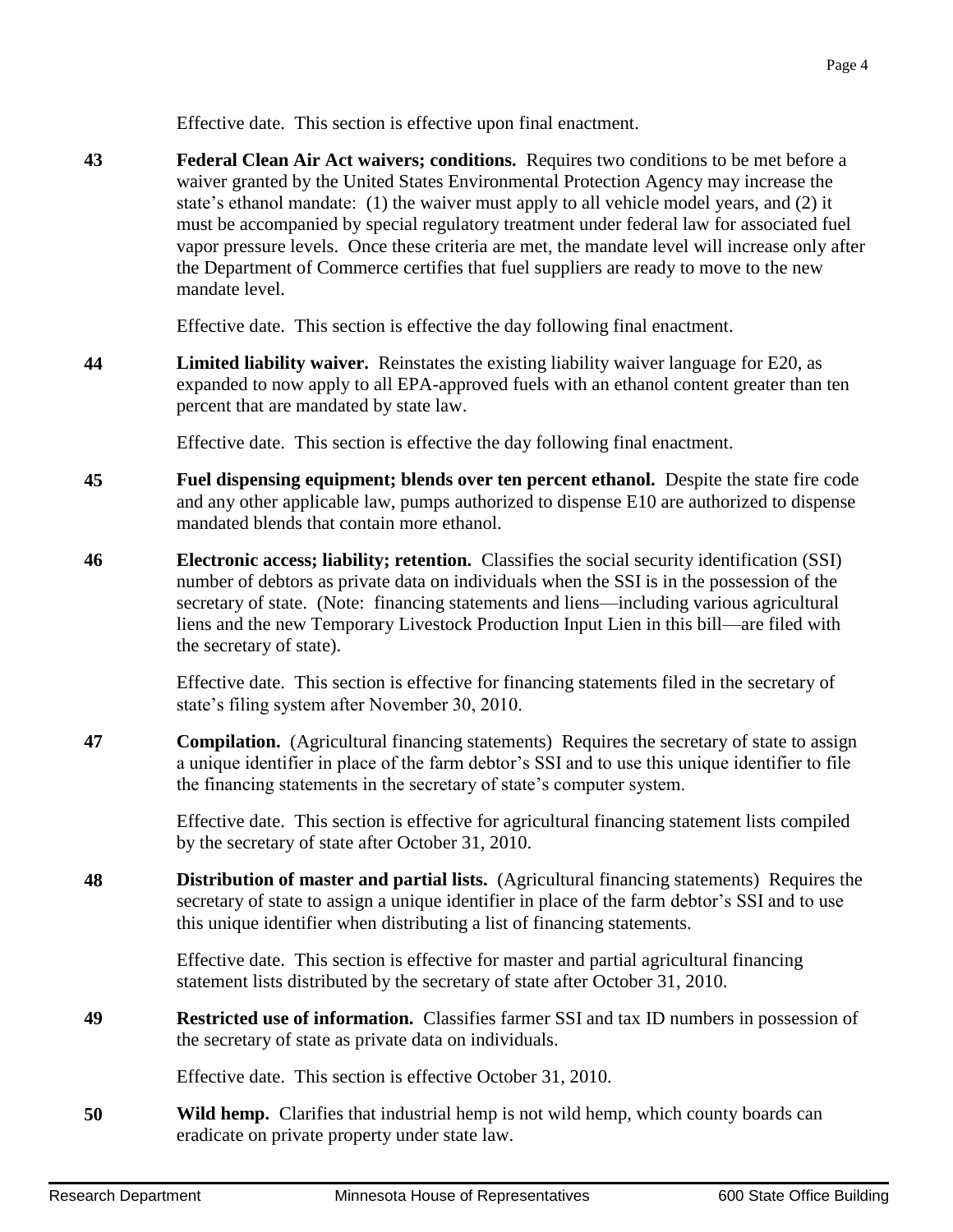Effective date. This section is effective upon final enactment.

**43** **Federal Clean Air Act waivers; conditions.** Requires two conditions to be met before a waiver granted by the United States Environmental Protection Agency may increase the state's ethanol mandate: (1) the waiver must apply to all vehicle model years, and (2) it must be accompanied by special regulatory treatment under federal law for associated fuel vapor pressure levels. Once these criteria are met, the mandate level will increase only after the Department of Commerce certifies that fuel suppliers are ready to move to the new mandate level.

Effective date. This section is effective the day following final enactment.

**44** **Limited liability waiver.** Reinstates the existing liability waiver language for E20, as expanded to now apply to all EPA-approved fuels with an ethanol content greater than ten percent that are mandated by state law.

Effective date. This section is effective the day following final enactment.

**45** **Fuel dispensing equipment; blends over ten percent ethanol.** Despite the state fire code and any other applicable law, pumps authorized to dispense E10 are authorized to dispense mandated blends that contain more ethanol.

**46** **Electronic access; liability; retention.** Classifies the social security identification (SSI) number of debtors as private data on individuals when the SSI is in the possession of the secretary of state. (Note: financing statements and liens—including various agricultural liens and the new Temporary Livestock Production Input Lien in this bill—are filed with the secretary of state).

Effective date. This section is effective for financing statements filed in the secretary of state's filing system after November 30, 2010.

**47** **Compilation.** (Agricultural financing statements) Requires the secretary of state to assign a unique identifier in place of the farm debtor's SSI and to use this unique identifier to file the financing statements in the secretary of state's computer system.

Effective date. This section is effective for agricultural financing statement lists compiled by the secretary of state after October 31, 2010.

**48** **Distribution of master and partial lists.** (Agricultural financing statements) Requires the secretary of state to assign a unique identifier in place of the farm debtor's SSI and to use this unique identifier when distributing a list of financing statements.

Effective date. This section is effective for master and partial agricultural financing statement lists distributed by the secretary of state after October 31, 2010.

**49** **Restricted use of information.** Classifies farmer SSI and tax ID numbers in possession of the secretary of state as private data on individuals.

Effective date. This section is effective October 31, 2010.

**50** **Wild hemp.** Clarifies that industrial hemp is not wild hemp, which county boards can eradicate on private property under state law.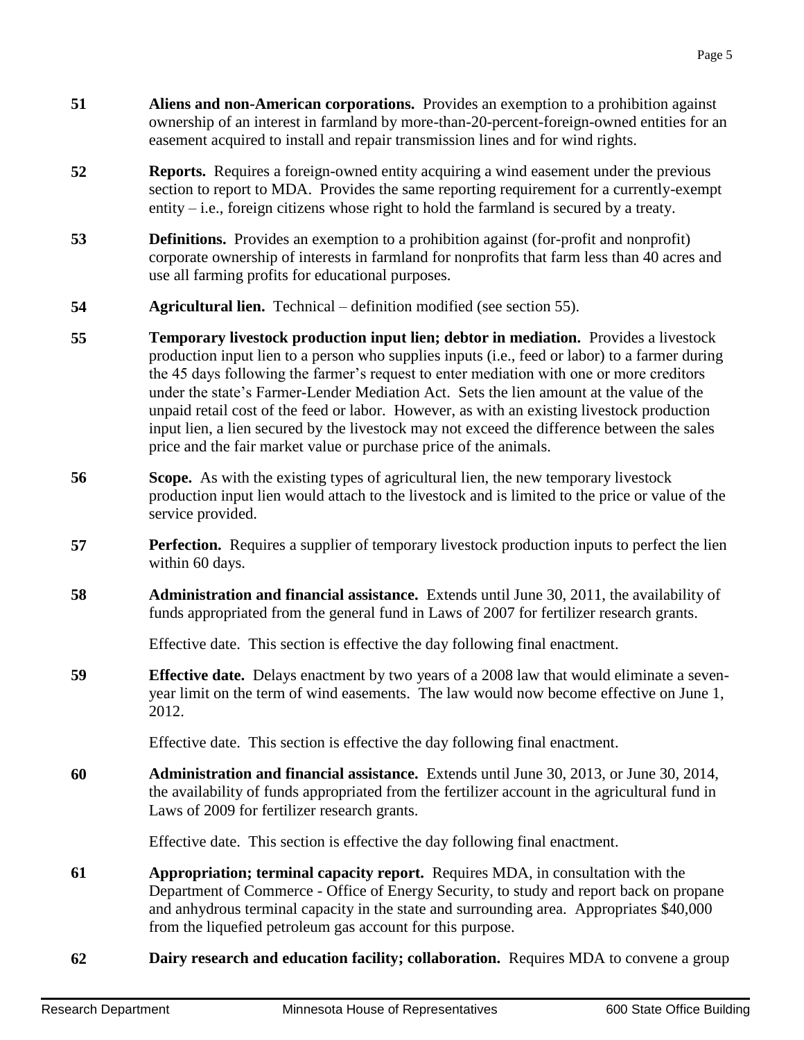**51** **Aliens and non-American corporations.** Provides an exemption to a prohibition against ownership of an interest in farmland by more-than-20-percent-foreign-owned entities for an easement acquired to install and repair transmission lines and for wind rights.

**52** **Reports.** Requires a foreign-owned entity acquiring a wind easement under the previous section to report to MDA. Provides the same reporting requirement for a currently-exempt entity – i.e., foreign citizens whose right to hold the farmland is secured by a treaty.

**53** **Definitions.** Provides an exemption to a prohibition against (for-profit and nonprofit) corporate ownership of interests in farmland for nonprofits that farm less than 40 acres and use all farming profits for educational purposes.

**54** **Agricultural lien.** Technical – definition modified (see section 55).

**55** **Temporary livestock production input lien; debtor in mediation.** Provides a livestock production input lien to a person who supplies inputs (i.e., feed or labor) to a farmer during the 45 days following the farmer's request to enter mediation with one or more creditors under the state's Farmer-Lender Mediation Act. Sets the lien amount at the value of the unpaid retail cost of the feed or labor. However, as with an existing livestock production input lien, a lien secured by the livestock may not exceed the difference between the sales price and the fair market value or purchase price of the animals.

**56** **Scope.** As with the existing types of agricultural lien, the new temporary livestock production input lien would attach to the livestock and is limited to the price or value of the service provided.

**57** **Perfection.** Requires a supplier of temporary livestock production inputs to perfect the lien within 60 days.

**58** **Administration and financial assistance.** Extends until June 30, 2011, the availability of funds appropriated from the general fund in Laws of 2007 for fertilizer research grants.

Effective date. This section is effective the day following final enactment.

**59** **Effective date.** Delays enactment by two years of a 2008 law that would eliminate a seven-year limit on the term of wind easements. The law would now become effective on June 1, 2012.

Effective date. This section is effective the day following final enactment.

**60** **Administration and financial assistance.** Extends until June 30, 2013, or June 30, 2014, the availability of funds appropriated from the fertilizer account in the agricultural fund in Laws of 2009 for fertilizer research grants.

Effective date. This section is effective the day following final enactment.

**61** **Appropriation; terminal capacity report.** Requires MDA, in consultation with the Department of Commerce - Office of Energy Security, to study and report back on propane and anhydrous terminal capacity in the state and surrounding area. Appropriates $40,000 from the liquefied petroleum gas account for this purpose.

**62** **Dairy research and education facility; collaboration.** Requires MDA to convene a group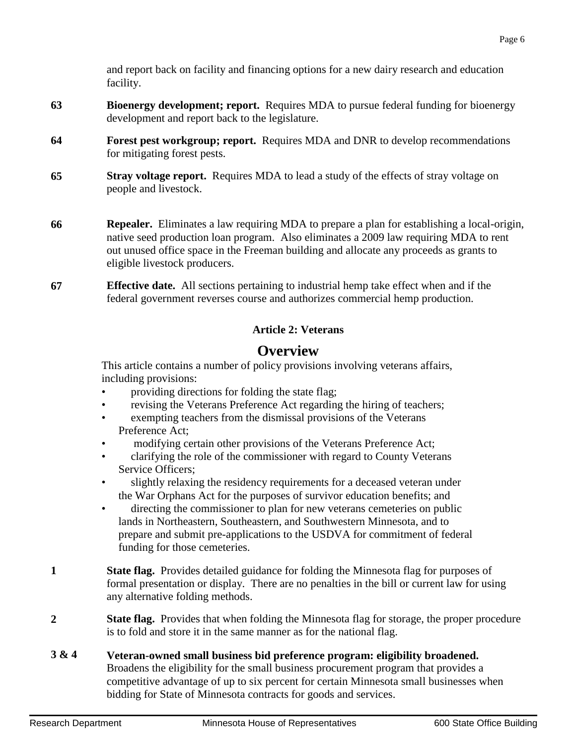and report back on facility and financing options for a new dairy research and education facility.

**63** **Bioenergy development; report.** Requires MDA to pursue federal funding for bioenergy development and report back to the legislature.

**64** **Forest pest workgroup; report.** Requires MDA and DNR to develop recommendations for mitigating forest pests.

**65** **Stray voltage report.** Requires MDA to lead a study of the effects of stray voltage on people and livestock.

**66** **Repealer.** Eliminates a law requiring MDA to prepare a plan for establishing a local-origin, native seed production loan program. Also eliminates a 2009 law requiring MDA to rent out unused office space in the Freeman building and allocate any proceeds as grants to eligible livestock producers.

**67** **Effective date.** All sections pertaining to industrial hemp take effect when and if the federal government reverses course and authorizes commercial hemp production.

### Article 2: Veterans

## Overview

This article contains a number of policy provisions involving veterans affairs, including provisions:

- providing directions for folding the state flag;
- revising the Veterans Preference Act regarding the hiring of teachers;
- exempting teachers from the dismissal provisions of the Veterans Preference Act;
- modifying certain other provisions of the Veterans Preference Act;
- clarifying the role of the commissioner with regard to County Veterans Service Officers;
- slightly relaxing the residency requirements for a deceased veteran under the War Orphans Act for the purposes of survivor education benefits; and
- directing the commissioner to plan for new veterans cemeteries on public lands in Northeastern, Southeastern, and Southwestern Minnesota, and to prepare and submit pre-applications to the USDVA for commitment of federal funding for those cemeteries.

**1** **State flag.** Provides detailed guidance for folding the Minnesota flag for purposes of formal presentation or display. There are no penalties in the bill or current law for using any alternative folding methods.

**2** **State flag.** Provides that when folding the Minnesota flag for storage, the proper procedure is to fold and store it in the same manner as for the national flag.

**3 & 4** **Veteran-owned small business bid preference program: eligibility broadened.** Broadens the eligibility for the small business procurement program that provides a competitive advantage of up to six percent for certain Minnesota small businesses when bidding for State of Minnesota contracts for goods and services.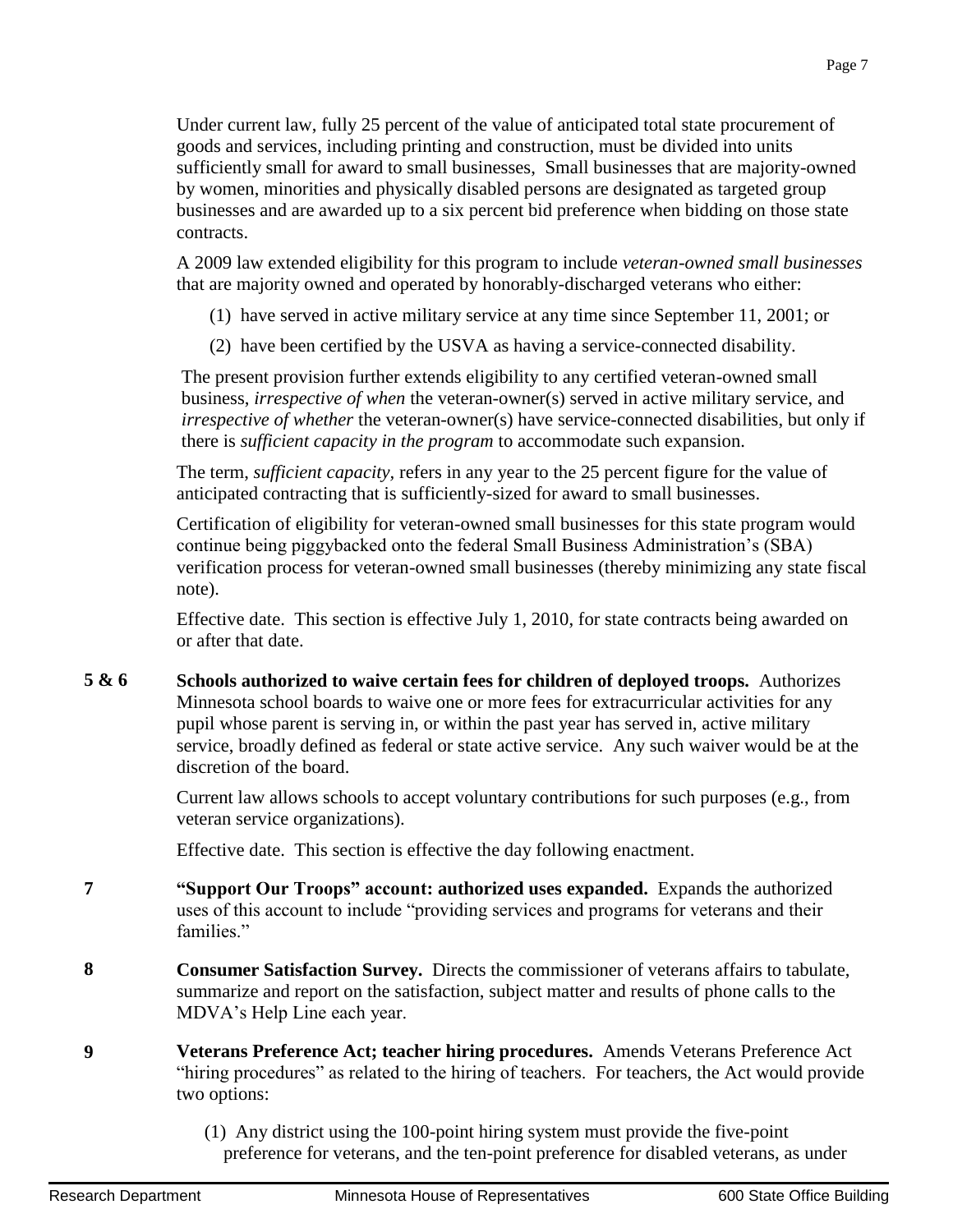Under current law, fully 25 percent of the value of anticipated total state procurement of goods and services, including printing and construction, must be divided into units sufficiently small for award to small businesses, Small businesses that are majority-owned by women, minorities and physically disabled persons are designated as targeted group businesses and are awarded up to a six percent bid preference when bidding on those state contracts.

A 2009 law extended eligibility for this program to include *veteran-owned small businesses* that are majority owned and operated by honorably-discharged veterans who either:

(1) have served in active military service at any time since September 11, 2001; or

(2) have been certified by the USVA as having a service-connected disability.

The present provision further extends eligibility to any certified veteran-owned small business, *irrespective of when* the veteran-owner(s) served in active military service, and *irrespective of whether* the veteran-owner(s) have service-connected disabilities, but only if there is *sufficient capacity in the program* to accommodate such expansion.

The term, *sufficient capacity*, refers in any year to the 25 percent figure for the value of anticipated contracting that is sufficiently-sized for award to small businesses.

Certification of eligibility for veteran-owned small businesses for this state program would continue being piggybacked onto the federal Small Business Administration's (SBA) verification process for veteran-owned small businesses (thereby minimizing any state fiscal note).

Effective date. This section is effective July 1, 2010, for state contracts being awarded on or after that date.

**5 & 6** **Schools authorized to waive certain fees for children of deployed troops.** Authorizes Minnesota school boards to waive one or more fees for extracurricular activities for any pupil whose parent is serving in, or within the past year has served in, active military service, broadly defined as federal or state active service. Any such waiver would be at the discretion of the board.

Current law allows schools to accept voluntary contributions for such purposes (e.g., from veteran service organizations).

Effective date. This section is effective the day following enactment.

**7** **"Support Our Troops" account: authorized uses expanded.** Expands the authorized uses of this account to include "providing services and programs for veterans and their families."

**8** **Consumer Satisfaction Survey.** Directs the commissioner of veterans affairs to tabulate, summarize and report on the satisfaction, subject matter and results of phone calls to the MDVA's Help Line each year.

**9** **Veterans Preference Act; teacher hiring procedures.** Amends Veterans Preference Act "hiring procedures" as related to the hiring of teachers. For teachers, the Act would provide two options:

(1) Any district using the 100-point hiring system must provide the five-point preference for veterans, and the ten-point preference for disabled veterans, as under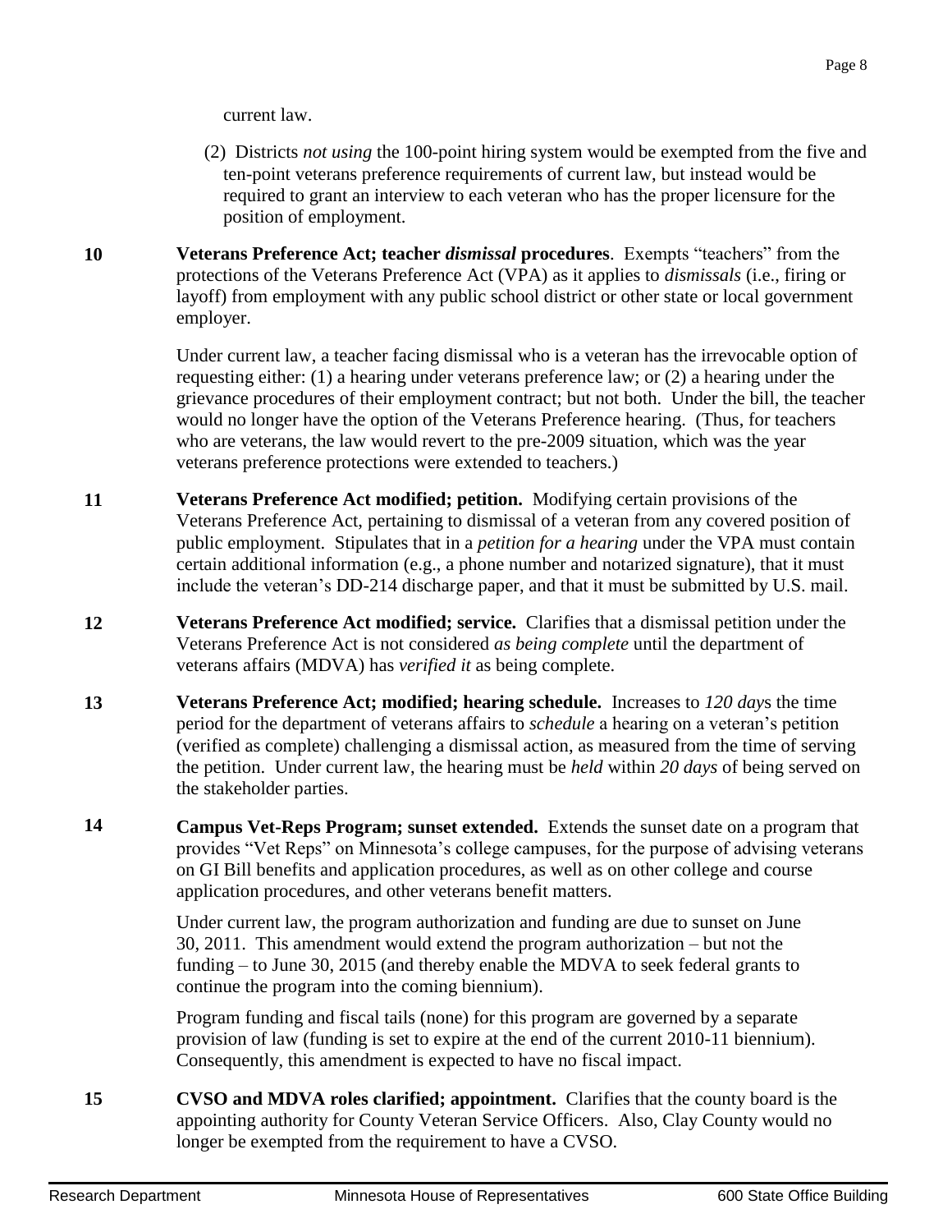current law.

(2) Districts *not using* the 100-point hiring system would be exempted from the five and ten-point veterans preference requirements of current law, but instead would be required to grant an interview to each veteran who has the proper licensure for the position of employment.

**10** **Veterans Preference Act; teacher *dismissal* procedures**. Exempts "teachers" from the protections of the Veterans Preference Act (VPA) as it applies to *dismissals* (i.e., firing or layoff) from employment with any public school district or other state or local government employer.

Under current law, a teacher facing dismissal who is a veteran has the irrevocable option of requesting either: (1) a hearing under veterans preference law; or (2) a hearing under the grievance procedures of their employment contract; but not both. Under the bill, the teacher would no longer have the option of the Veterans Preference hearing. (Thus, for teachers who are veterans, the law would revert to the pre-2009 situation, which was the year veterans preference protections were extended to teachers.)

**11** **Veterans Preference Act modified; petition.** Modifying certain provisions of the Veterans Preference Act, pertaining to dismissal of a veteran from any covered position of public employment. Stipulates that in a *petition for a hearing* under the VPA must contain certain additional information (e.g., a phone number and notarized signature), that it must include the veteran's DD-214 discharge paper, and that it must be submitted by U.S. mail.

**12** **Veterans Preference Act modified; service.** Clarifies that a dismissal petition under the Veterans Preference Act is not considered *as being complete* until the department of veterans affairs (MDVA) has *verified it* as being complete.

**13** **Veterans Preference Act; modified; hearing schedule.** Increases to *120 day*s the time period for the department of veterans affairs to *schedule* a hearing on a veteran's petition (verified as complete) challenging a dismissal action, as measured from the time of serving the petition. Under current law, the hearing must be *held* within *20 days* of being served on the stakeholder parties.

**14** **Campus Vet-Reps Program; sunset extended.** Extends the sunset date on a program that provides "Vet Reps" on Minnesota's college campuses, for the purpose of advising veterans on GI Bill benefits and application procedures, as well as on other college and course application procedures, and other veterans benefit matters.

Under current law, the program authorization and funding are due to sunset on June 30, 2011. This amendment would extend the program authorization – but not the funding – to June 30, 2015 (and thereby enable the MDVA to seek federal grants to continue the program into the coming biennium).

Program funding and fiscal tails (none) for this program are governed by a separate provision of law (funding is set to expire at the end of the current 2010-11 biennium). Consequently, this amendment is expected to have no fiscal impact.

**15** **CVSO and MDVA roles clarified; appointment.** Clarifies that the county board is the appointing authority for County Veteran Service Officers. Also, Clay County would no longer be exempted from the requirement to have a CVSO.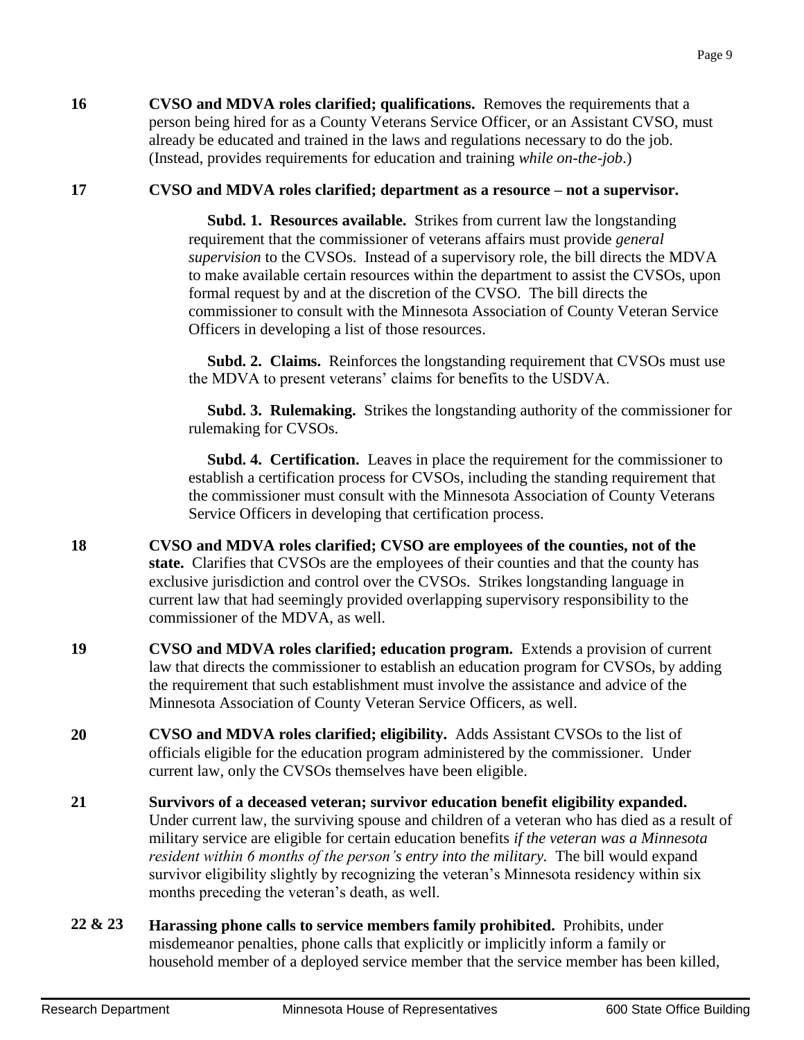**16** **CVSO and MDVA roles clarified; qualifications.** Removes the requirements that a person being hired for as a County Veterans Service Officer, or an Assistant CVSO, must already be educated and trained in the laws and regulations necessary to do the job. (Instead, provides requirements for education and training *while on-the-job*.)

**17** **CVSO and MDVA roles clarified; department as a resource – not a supervisor.**

**Subd. 1. Resources available.** Strikes from current law the longstanding requirement that the commissioner of veterans affairs must provide *general supervision* to the CVSOs. Instead of a supervisory role, the bill directs the MDVA to make available certain resources within the department to assist the CVSOs, upon formal request by and at the discretion of the CVSO. The bill directs the commissioner to consult with the Minnesota Association of County Veteran Service Officers in developing a list of those resources.

**Subd. 2. Claims.** Reinforces the longstanding requirement that CVSOs must use the MDVA to present veterans' claims for benefits to the USDVA.

**Subd. 3. Rulemaking.** Strikes the longstanding authority of the commissioner for rulemaking for CVSOs.

**Subd. 4. Certification.** Leaves in place the requirement for the commissioner to establish a certification process for CVSOs, including the standing requirement that the commissioner must consult with the Minnesota Association of County Veterans Service Officers in developing that certification process.

**18** **CVSO and MDVA roles clarified; CVSO are employees of the counties, not of the state.** Clarifies that CVSOs are the employees of their counties and that the county has exclusive jurisdiction and control over the CVSOs. Strikes longstanding language in current law that had seemingly provided overlapping supervisory responsibility to the commissioner of the MDVA, as well.

**19** **CVSO and MDVA roles clarified; education program.** Extends a provision of current law that directs the commissioner to establish an education program for CVSOs, by adding the requirement that such establishment must involve the assistance and advice of the Minnesota Association of County Veteran Service Officers, as well.

**20** **CVSO and MDVA roles clarified; eligibility.** Adds Assistant CVSOs to the list of officials eligible for the education program administered by the commissioner. Under current law, only the CVSOs themselves have been eligible.

**21** **Survivors of a deceased veteran; survivor education benefit eligibility expanded.** Under current law, the surviving spouse and children of a veteran who has died as a result of military service are eligible for certain education benefits *if the veteran was a Minnesota resident within 6 months of the person's entry into the military.* The bill would expand survivor eligibility slightly by recognizing the veteran's Minnesota residency within six months preceding the veteran's death, as well.

**22 & 23** **Harassing phone calls to service members family prohibited.** Prohibits, under misdemeanor penalties, phone calls that explicitly or implicitly inform a family or household member of a deployed service member that the service member has been killed,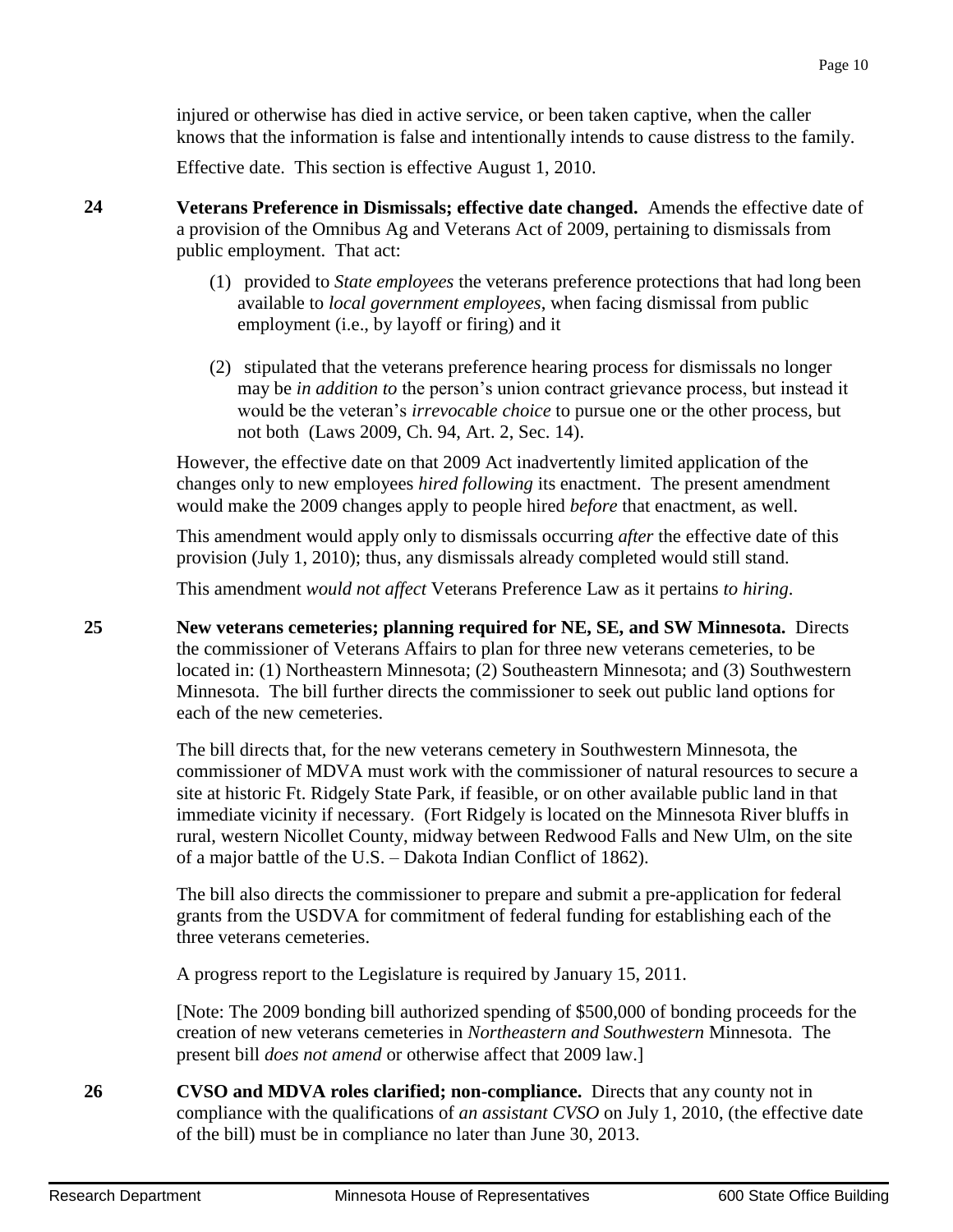injured or otherwise has died in active service, or been taken captive, when the caller knows that the information is false and intentionally intends to cause distress to the family.

Effective date. This section is effective August 1, 2010.

**24** **Veterans Preference in Dismissals; effective date changed.** Amends the effective date of a provision of the Omnibus Ag and Veterans Act of 2009, pertaining to dismissals from public employment. That act:

(1) provided to *State employees* the veterans preference protections that had long been available to *local government employees*, when facing dismissal from public employment (i.e., by layoff or firing) and it

(2) stipulated that the veterans preference hearing process for dismissals no longer may be *in addition to* the person's union contract grievance process, but instead it would be the veteran's *irrevocable choice* to pursue one or the other process, but not both (Laws 2009, Ch. 94, Art. 2, Sec. 14).

However, the effective date on that 2009 Act inadvertently limited application of the changes only to new employees *hired following* its enactment. The present amendment would make the 2009 changes apply to people hired *before* that enactment, as well.

This amendment would apply only to dismissals occurring *after* the effective date of this provision (July 1, 2010); thus, any dismissals already completed would still stand.

This amendment *would not affect* Veterans Preference Law as it pertains *to hiring*.

**25** **New veterans cemeteries; planning required for NE, SE, and SW Minnesota.** Directs the commissioner of Veterans Affairs to plan for three new veterans cemeteries, to be located in: (1) Northeastern Minnesota; (2) Southeastern Minnesota; and (3) Southwestern Minnesota. The bill further directs the commissioner to seek out public land options for each of the new cemeteries.

The bill directs that, for the new veterans cemetery in Southwestern Minnesota, the commissioner of MDVA must work with the commissioner of natural resources to secure a site at historic Ft. Ridgely State Park, if feasible, or on other available public land in that immediate vicinity if necessary. (Fort Ridgely is located on the Minnesota River bluffs in rural, western Nicollet County, midway between Redwood Falls and New Ulm, on the site of a major battle of the U.S. – Dakota Indian Conflict of 1862).

The bill also directs the commissioner to prepare and submit a pre-application for federal grants from the USDVA for commitment of federal funding for establishing each of the three veterans cemeteries.

A progress report to the Legislature is required by January 15, 2011.

[Note: The 2009 bonding bill authorized spending of $500,000 of bonding proceeds for the creation of new veterans cemeteries in *Northeastern and Southwestern* Minnesota. The present bill *does not amend* or otherwise affect that 2009 law.]

**26** **CVSO and MDVA roles clarified; non-compliance.** Directs that any county not in compliance with the qualifications of *an assistant CVSO* on July 1, 2010, (the effective date of the bill) must be in compliance no later than June 30, 2013.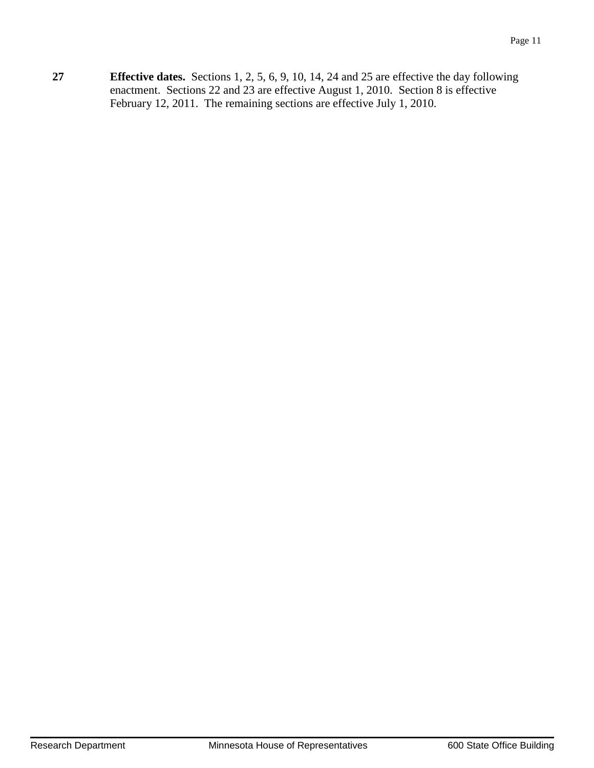**27** **Effective dates.** Sections 1, 2, 5, 6, 9, 10, 14, 24 and 25 are effective the day following enactment. Sections 22 and 23 are effective August 1, 2010. Section 8 is effective February 12, 2011. The remaining sections are effective July 1, 2010.